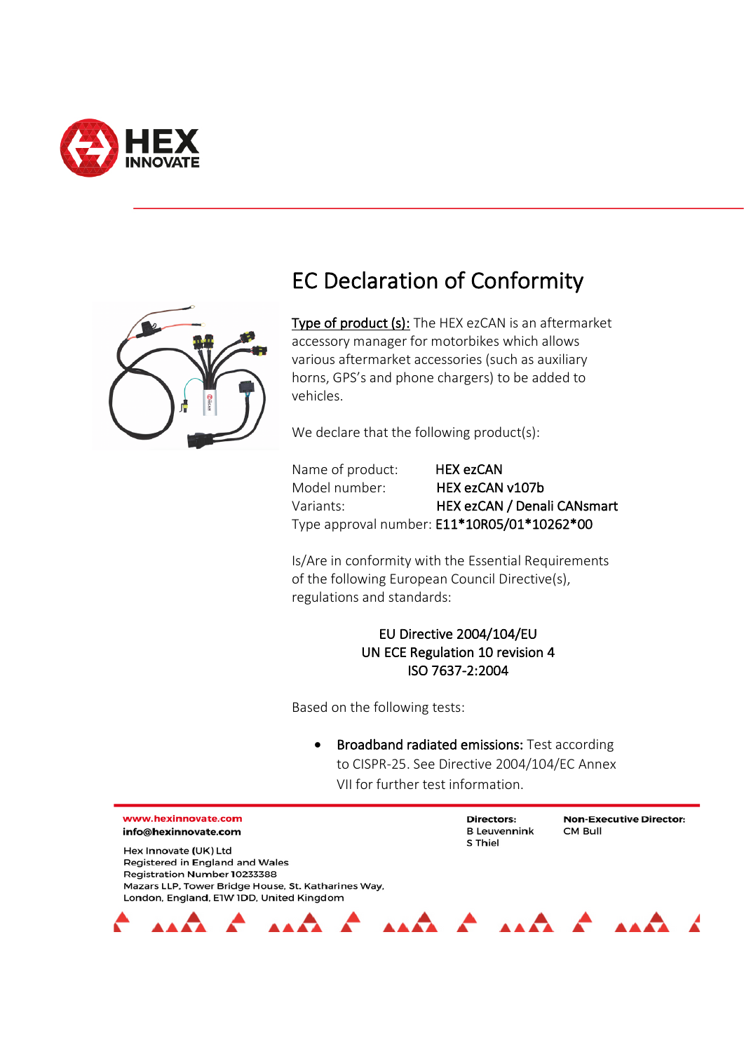# EC Declaration of Conformity

<u>Type of product (s):</u> The HEX ezCAN is an aftermarket accessory manager for motorbikes which allows various aftermarket accessories (such as auxiliary horns, GPS's and phone chargers) to be added to vehicles.

We declare that the following product(s):

Name of product: HEX ezCAN
Model number: HEX ezCAN v107b
Variants: HEX ezCAN / Denali CANsmart
Type approval number: E11*10R05/01*10262*00

Is/Are in conformity with the Essential Requirements of the following European Council Directive(s), regulations and standards:

EU Directive 2004/104/EU
UN ECE Regulation 10 revision 4
ISO 7637-2:2004

Based on the following tests:

- Broadband radiated emissions: Test according to CISPR-25. See Directive 2004/104/EC Annex VII for further test information.

www.hexinnovate.com
info@hexinnovate.com

Hex Innovate (UK) Ltd
Registered in England and Wales
Registration Number 10233388
Mazars LLP, Tower Bridge House, St. Katharines Way, London, England, E1W 1DD, United Kingdom

**Directors:**
B Leuvennink
S Thiel

**Non-Executive Director:**
CM Bull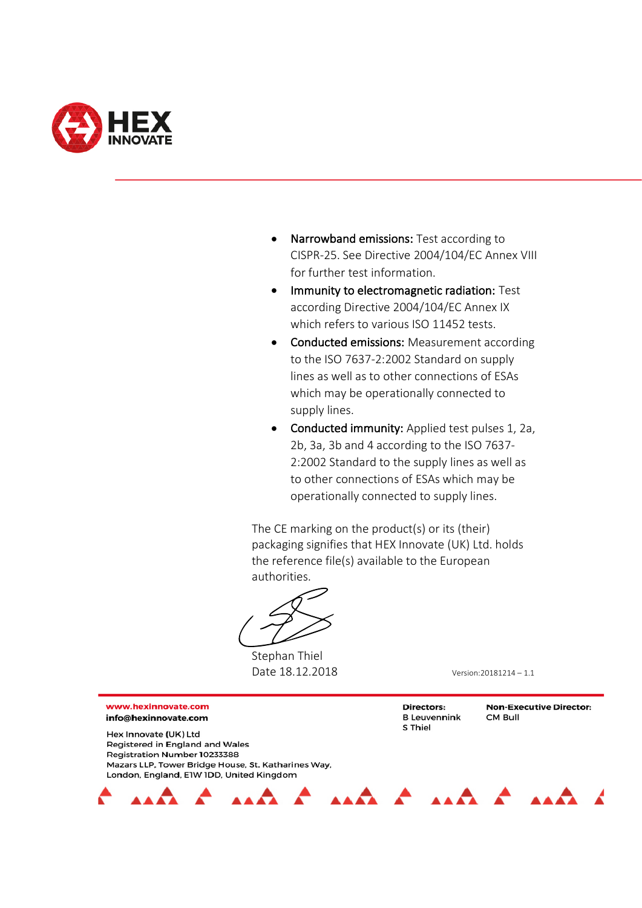- Narrowband emissions: Test according to CISPR-25. See Directive 2004/104/EC Annex VIII for further test information.
- Immunity to electromagnetic radiation: Test according Directive 2004/104/EC Annex IX which refers to various ISO 11452 tests.
- Conducted emissions: Measurement according to the ISO 7637-2:2002 Standard on supply lines as well as to other connections of ESAs which may be operationally connected to supply lines.
- Conducted immunity: Applied test pulses 1, 2a, 2b, 3a, 3b and 4 according to the ISO 7637-2:2002 Standard to the supply lines as well as to other connections of ESAs which may be operationally connected to supply lines.

The CE marking on the product(s) or its (their) packaging signifies that HEX Innovate (UK) Ltd. holds the reference file(s) available to the European authorities.

Stephan Thiel
Date 18.12.2018

Version:20181214 – 1.1

www.hexinnovate.com
info@hexinnovate.com

Hex Innovate (UK) Ltd
Registered in England and Wales
Registration Number 10233388
Mazars LLP, Tower Bridge House, St. Katharines Way,
London, England, E1W 1DD, United Kingdom

**Directors:**
B Leuvennink
S Thiel

**Non-Executive Director:**
CM Bull